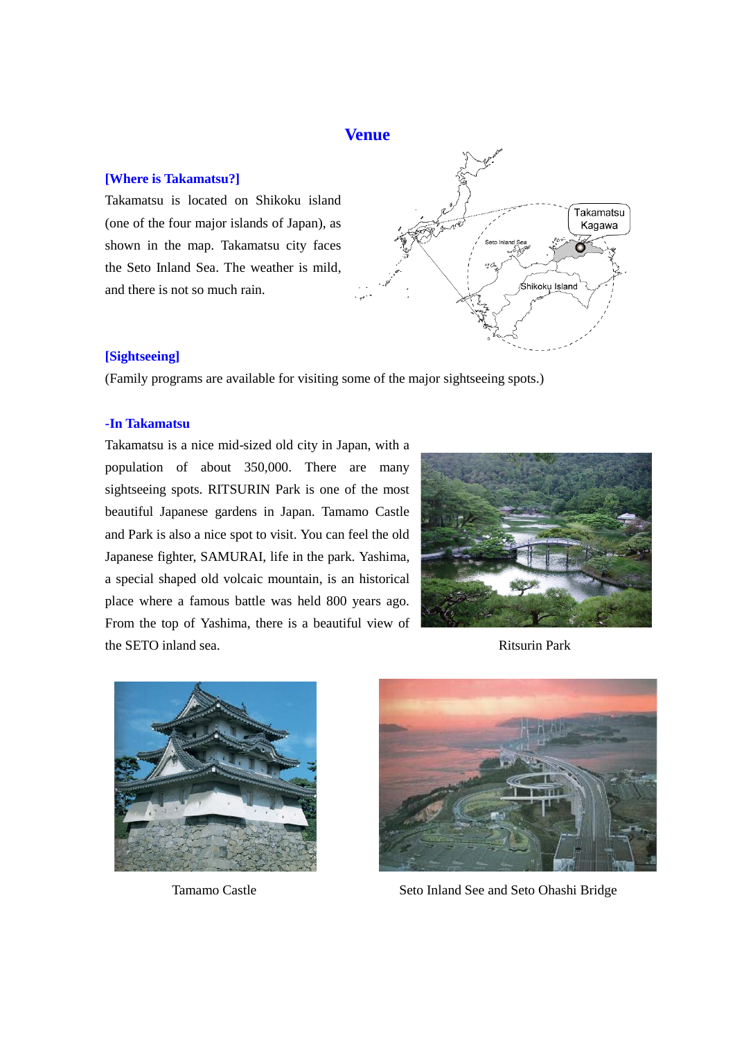# Venue

### [Where is Takamatsu?]

Takamatsu is located on Shikoku island (one of the four major islands of Japan), as shown in the map. Takamatsu city faces the Seto Inland Sea. The weather is mild, and there is not so much rain.

### [Sightseeing]

(Family programs are available for visiting some of the major sightseeing spots.)

#### -In Takamatsu

Takamatsu is a nice mid-sized old city in Japan, with a population of about 350,000. There are many sightseeing spots. RITSURIN Park is one of the most beautiful Japanese gardens in Japan. Tamamo Castle and Park is also a nice spot to visit. You can feel the old Japanese fighter, SAMURAI, life in the park. Yashima, a special shaped old volcaic mountain, is an historical place where a famous battle was held 800 years ago. From the top of Yashima, there is a beautiful view of the SETO inland sea.

Ritsurin Park

Tamamo Castle

Seto Inland See and Seto Ohashi Bridge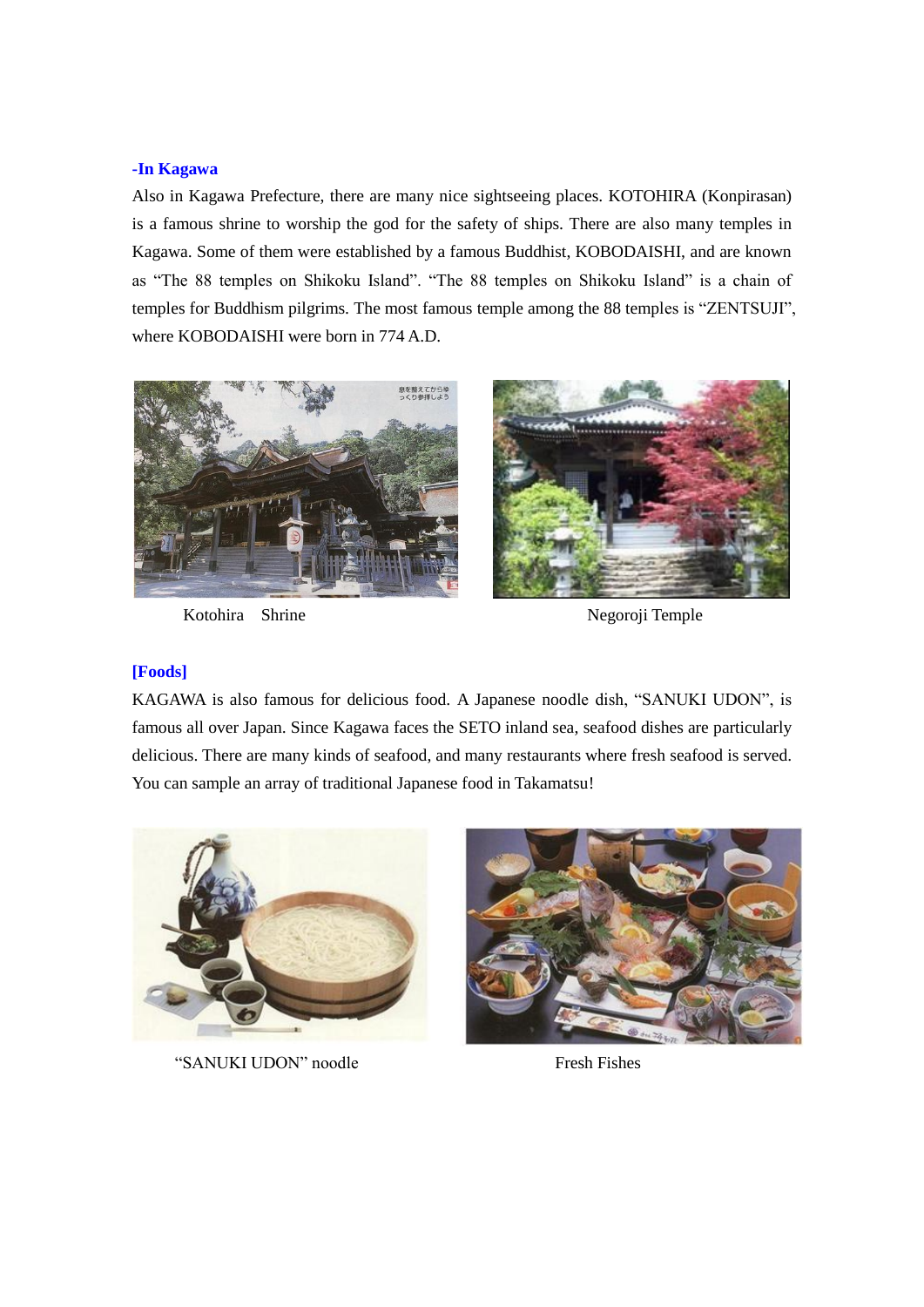**-In Kagawa**

Also in Kagawa Prefecture, there are many nice sightseeing places. KOTOHIRA (Konpirasan) is a famous shrine to worship the god for the safety of ships. There are also many temples in Kagawa. Some of them were established by a famous Buddhist, KOBODAISHI, and are known as “The 88 temples on Shikoku Island”. “The 88 temples on Shikoku Island” is a chain of temples for Buddhism pilgrims. The most famous temple among the 88 temples is “ZENTSUJI”, where KOBODAISHI were born in 774 A.D.

Kotohira　Shrine

Negoroji Temple

**[Foods]**

KAGAWA is also famous for delicious food. A Japanese noodle dish, “SANUKI UDON”, is famous all over Japan. Since Kagawa faces the SETO inland sea, seafood dishes are particularly delicious. There are many kinds of seafood, and many restaurants where fresh seafood is served. You can sample an array of traditional Japanese food in Takamatsu!

“SANUKI UDON” noodle

Fresh Fishes